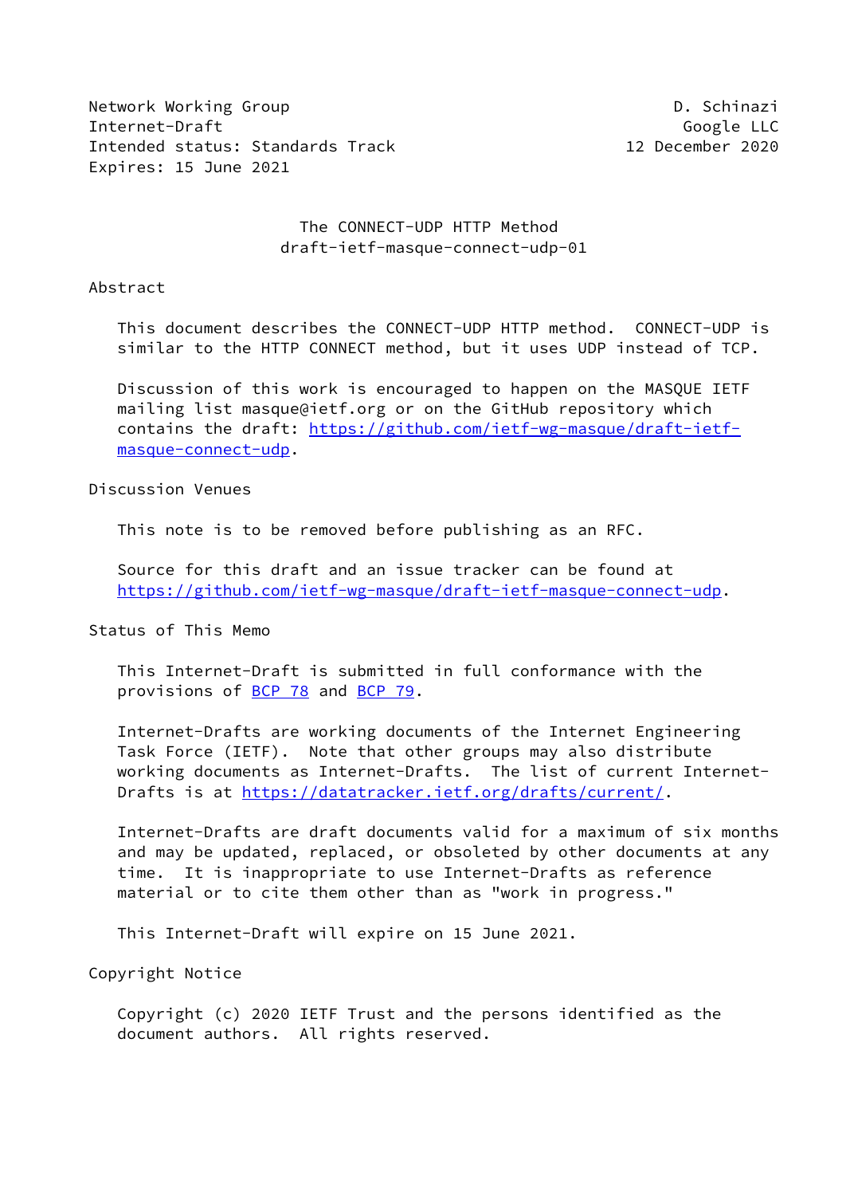Network Working Group D. Schinazi
Internet-Draft Google LLC
Intended status: Standards Track 12 December 2020
Expires: 15 June 2021

# The CONNECT-UDP HTTP Method
draft-ietf-masque-connect-udp-01

## Abstract

This document describes the CONNECT-UDP HTTP method. CONNECT-UDP is similar to the HTTP CONNECT method, but it uses UDP instead of TCP.

Discussion of this work is encouraged to happen on the MASQUE IETF mailing list masque@ietf.org or on the GitHub repository which contains the draft: https://github.com/ietf-wg-masque/draft-ietf-masque-connect-udp.

## Discussion Venues

This note is to be removed before publishing as an RFC.

Source for this draft and an issue tracker can be found at https://github.com/ietf-wg-masque/draft-ietf-masque-connect-udp.

## Status of This Memo

This Internet-Draft is submitted in full conformance with the provisions of BCP 78 and BCP 79.

Internet-Drafts are working documents of the Internet Engineering Task Force (IETF). Note that other groups may also distribute working documents as Internet-Drafts. The list of current Internet-Drafts is at https://datatracker.ietf.org/drafts/current/.

Internet-Drafts are draft documents valid for a maximum of six months and may be updated, replaced, or obsoleted by other documents at any time. It is inappropriate to use Internet-Drafts as reference material or to cite them other than as "work in progress."

This Internet-Draft will expire on 15 June 2021.

## Copyright Notice

Copyright (c) 2020 IETF Trust and the persons identified as the document authors. All rights reserved.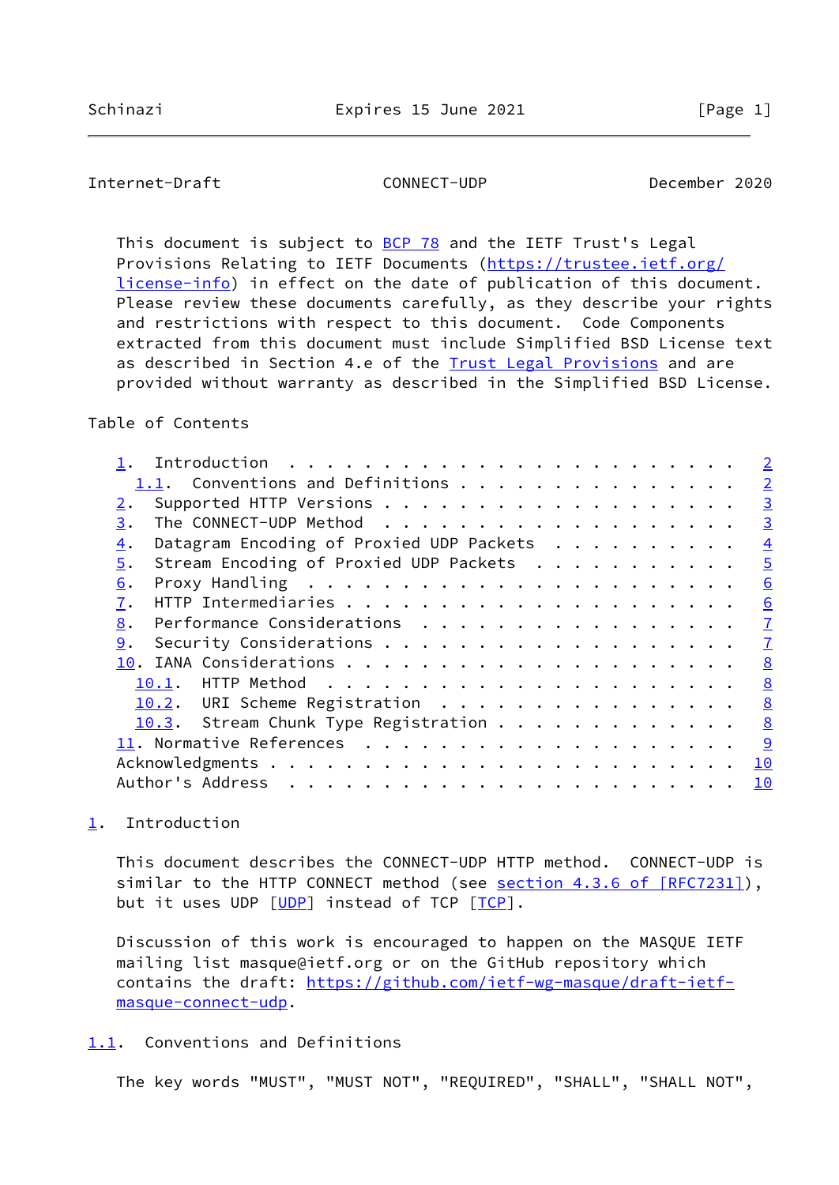This document is subject to BCP 78 and the IETF Trust's Legal Provisions Relating to IETF Documents (https://trustee.ietf.org/license-info) in effect on the date of publication of this document. Please review these documents carefully, as they describe your rights and restrictions with respect to this document. Code Components extracted from this document must include Simplified BSD License text as described in Section 4.e of the Trust Legal Provisions and are provided without warranty as described in the Simplified BSD License.

Table of Contents

- 1. Introduction . . . . . . . . . . . . . . . . . . . . . . . . 2
  - 1.1. Conventions and Definitions . . . . . . . . . . . . . . . 2
- 2. Supported HTTP Versions . . . . . . . . . . . . . . . . . . . 3
- 3. The CONNECT-UDP Method . . . . . . . . . . . . . . . . . . . 3
- 4. Datagram Encoding of Proxied UDP Packets . . . . . . . . . . 4
- 5. Stream Encoding of Proxied UDP Packets . . . . . . . . . . . 5
- 6. Proxy Handling . . . . . . . . . . . . . . . . . . . . . . . 6
- 7. HTTP Intermediaries . . . . . . . . . . . . . . . . . . . . . 6
- 8. Performance Considerations . . . . . . . . . . . . . . . . . 7
- 9. Security Considerations . . . . . . . . . . . . . . . . . . . 7
- 10. IANA Considerations . . . . . . . . . . . . . . . . . . . . . 8
  - 10.1. HTTP Method . . . . . . . . . . . . . . . . . . . . . . 8
  - 10.2. URI Scheme Registration . . . . . . . . . . . . . . . . 8
  - 10.3. Stream Chunk Type Registration . . . . . . . . . . . . . 8
- 11. Normative References . . . . . . . . . . . . . . . . . . . . 9
- Acknowledgments . . . . . . . . . . . . . . . . . . . . . . . . 10
- Author's Address . . . . . . . . . . . . . . . . . . . . . . . . 10

## 1. Introduction

This document describes the CONNECT-UDP HTTP method. CONNECT-UDP is similar to the HTTP CONNECT method (see section 4.3.6 of [RFC7231]), but it uses UDP [UDP] instead of TCP [TCP].

Discussion of this work is encouraged to happen on the MASQUE IETF mailing list masque@ietf.org or on the GitHub repository which contains the draft: https://github.com/ietf-wg-masque/draft-ietf-masque-connect-udp.

### 1.1. Conventions and Definitions

The key words "MUST", "MUST NOT", "REQUIRED", "SHALL", "SHALL NOT",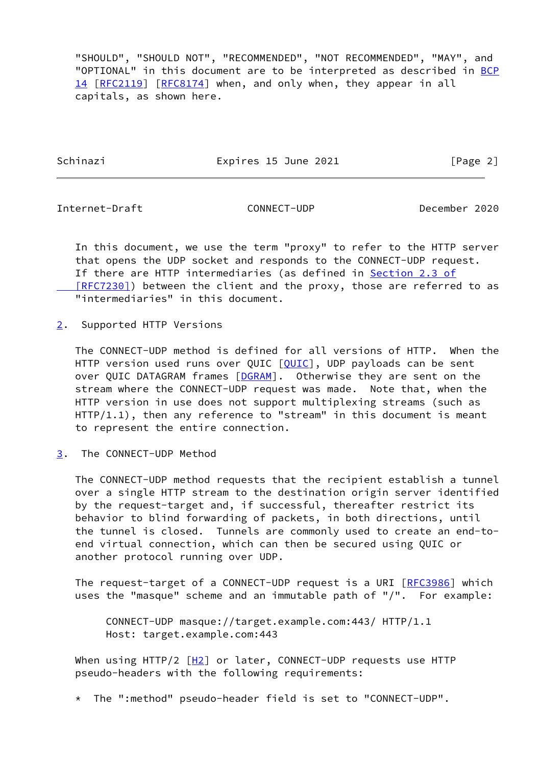"SHOULD", "SHOULD NOT", "RECOMMENDED", "NOT RECOMMENDED", "MAY", and "OPTIONAL" in this document are to be interpreted as described in BCP 14 [RFC2119] [RFC8174] when, and only when, they appear in all capitals, as shown here.

In this document, we use the term "proxy" to refer to the HTTP server that opens the UDP socket and responds to the CONNECT-UDP request. If there are HTTP intermediaries (as defined in Section 2.3 of [RFC7230]) between the client and the proxy, those are referred to as "intermediaries" in this document.

## 2. Supported HTTP Versions

The CONNECT-UDP method is defined for all versions of HTTP. When the HTTP version used runs over QUIC [QUIC], UDP payloads can be sent over QUIC DATAGRAM frames [DGRAM]. Otherwise they are sent on the stream where the CONNECT-UDP request was made. Note that, when the HTTP version in use does not support multiplexing streams (such as HTTP/1.1), then any reference to "stream" in this document is meant to represent the entire connection.

## 3. The CONNECT-UDP Method

The CONNECT-UDP method requests that the recipient establish a tunnel over a single HTTP stream to the destination origin server identified by the request-target and, if successful, thereafter restrict its behavior to blind forwarding of packets, in both directions, until the tunnel is closed. Tunnels are commonly used to create an end-to-end virtual connection, which can then be secured using QUIC or another protocol running over UDP.

The request-target of a CONNECT-UDP request is a URI [RFC3986] which uses the "masque" scheme and an immutable path of "/". For example:

```
CONNECT-UDP masque://target.example.com:443/ HTTP/1.1
Host: target.example.com:443
```

When using HTTP/2 [H2] or later, CONNECT-UDP requests use HTTP pseudo-headers with the following requirements:

* The ":method" pseudo-header field is set to "CONNECT-UDP".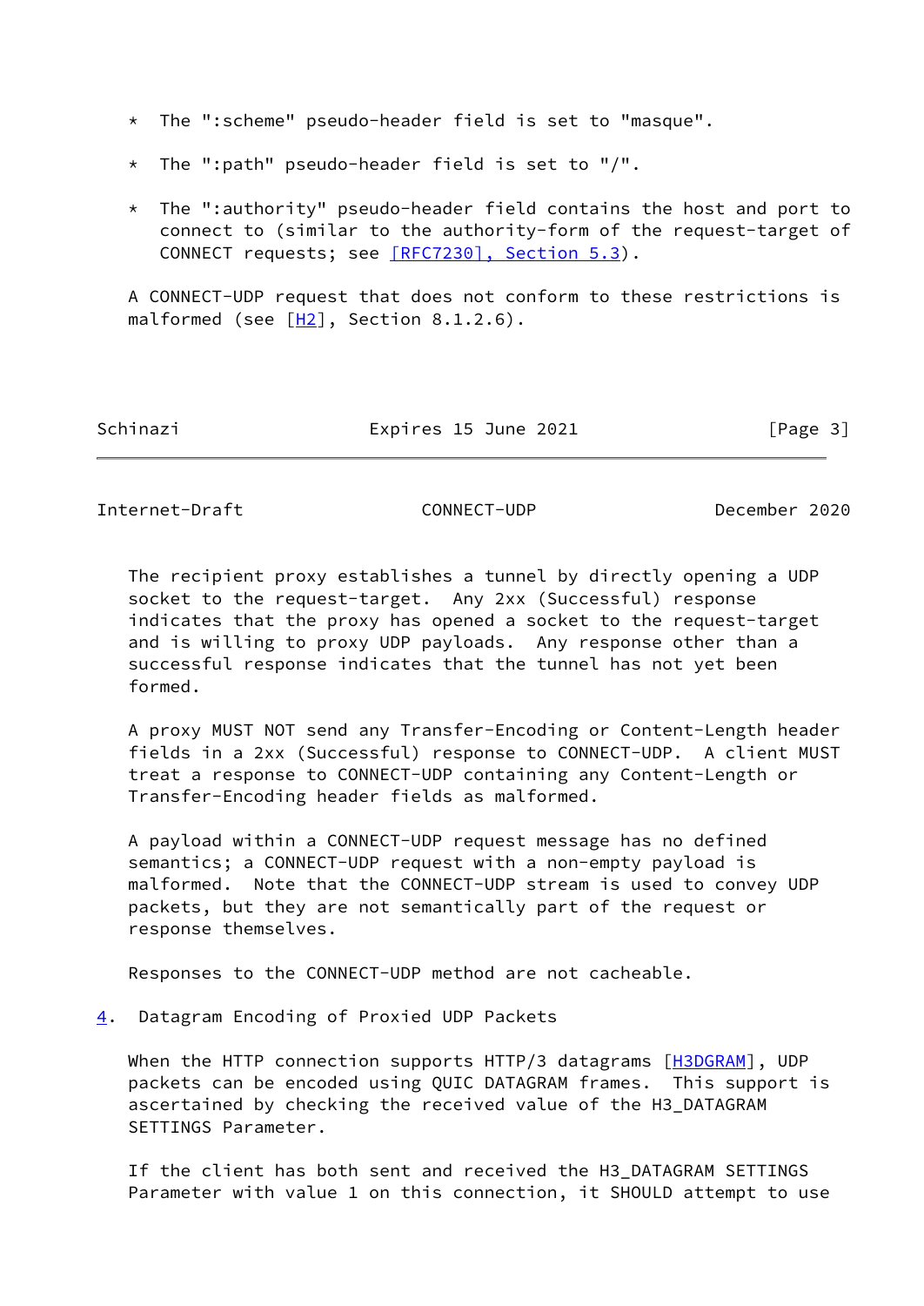* The ":scheme" pseudo-header field is set to "masque".

* The ":path" pseudo-header field is set to "/".

* The ":authority" pseudo-header field contains the host and port to connect to (similar to the authority-form of the request-target of CONNECT requests; see [RFC7230], Section 5.3).

A CONNECT-UDP request that does not conform to these restrictions is malformed (see [H2], Section 8.1.2.6).

The recipient proxy establishes a tunnel by directly opening a UDP socket to the request-target. Any 2xx (Successful) response indicates that the proxy has opened a socket to the request-target and is willing to proxy UDP payloads. Any response other than a successful response indicates that the tunnel has not yet been formed.

A proxy MUST NOT send any Transfer-Encoding or Content-Length header fields in a 2xx (Successful) response to CONNECT-UDP. A client MUST treat a response to CONNECT-UDP containing any Content-Length or Transfer-Encoding header fields as malformed.

A payload within a CONNECT-UDP request message has no defined semantics; a CONNECT-UDP request with a non-empty payload is malformed. Note that the CONNECT-UDP stream is used to convey UDP packets, but they are not semantically part of the request or response themselves.

Responses to the CONNECT-UDP method are not cacheable.

## 4. Datagram Encoding of Proxied UDP Packets

When the HTTP connection supports HTTP/3 datagrams [H3DGRAM], UDP packets can be encoded using QUIC DATAGRAM frames. This support is ascertained by checking the received value of the H3_DATAGRAM SETTINGS Parameter.

If the client has both sent and received the H3_DATAGRAM SETTINGS Parameter with value 1 on this connection, it SHOULD attempt to use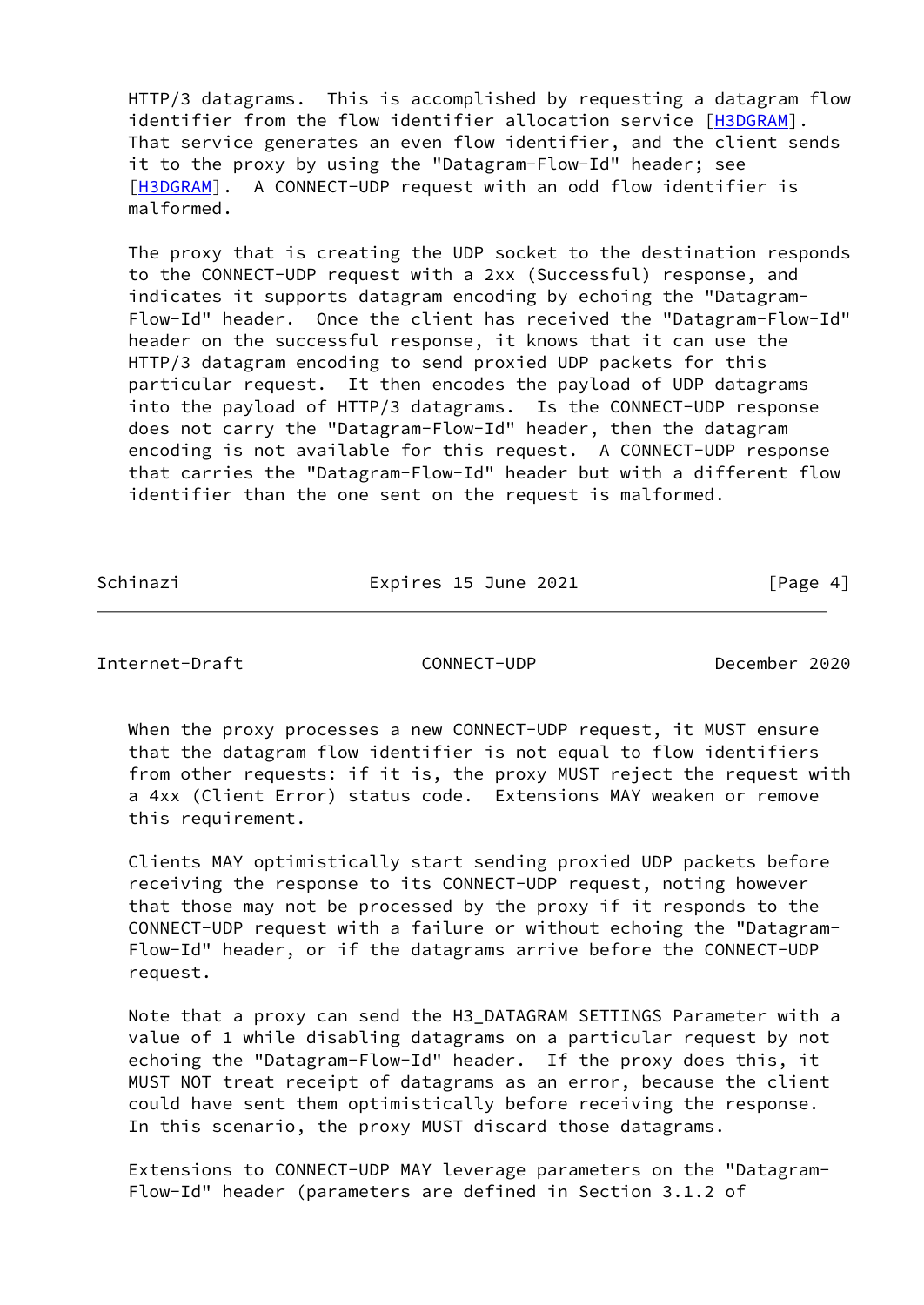HTTP/3 datagrams. This is accomplished by requesting a datagram flow identifier from the flow identifier allocation service [H3DGRAM]. That service generates an even flow identifier, and the client sends it to the proxy by using the "Datagram-Flow-Id" header; see [H3DGRAM]. A CONNECT-UDP request with an odd flow identifier is malformed.

The proxy that is creating the UDP socket to the destination responds to the CONNECT-UDP request with a 2xx (Successful) response, and indicates it supports datagram encoding by echoing the "Datagram-Flow-Id" header. Once the client has received the "Datagram-Flow-Id" header on the successful response, it knows that it can use the HTTP/3 datagram encoding to send proxied UDP packets for this particular request. It then encodes the payload of UDP datagrams into the payload of HTTP/3 datagrams. Is the CONNECT-UDP response does not carry the "Datagram-Flow-Id" header, then the datagram encoding is not available for this request. A CONNECT-UDP response that carries the "Datagram-Flow-Id" header but with a different flow identifier than the one sent on the request is malformed.

When the proxy processes a new CONNECT-UDP request, it MUST ensure that the datagram flow identifier is not equal to flow identifiers from other requests: if it is, the proxy MUST reject the request with a 4xx (Client Error) status code. Extensions MAY weaken or remove this requirement.

Clients MAY optimistically start sending proxied UDP packets before receiving the response to its CONNECT-UDP request, noting however that those may not be processed by the proxy if it responds to the CONNECT-UDP request with a failure or without echoing the "Datagram-Flow-Id" header, or if the datagrams arrive before the CONNECT-UDP request.

Note that a proxy can send the H3_DATAGRAM SETTINGS Parameter with a value of 1 while disabling datagrams on a particular request by not echoing the "Datagram-Flow-Id" header. If the proxy does this, it MUST NOT treat receipt of datagrams as an error, because the client could have sent them optimistically before receiving the response. In this scenario, the proxy MUST discard those datagrams.

Extensions to CONNECT-UDP MAY leverage parameters on the "Datagram-Flow-Id" header (parameters are defined in Section 3.1.2 of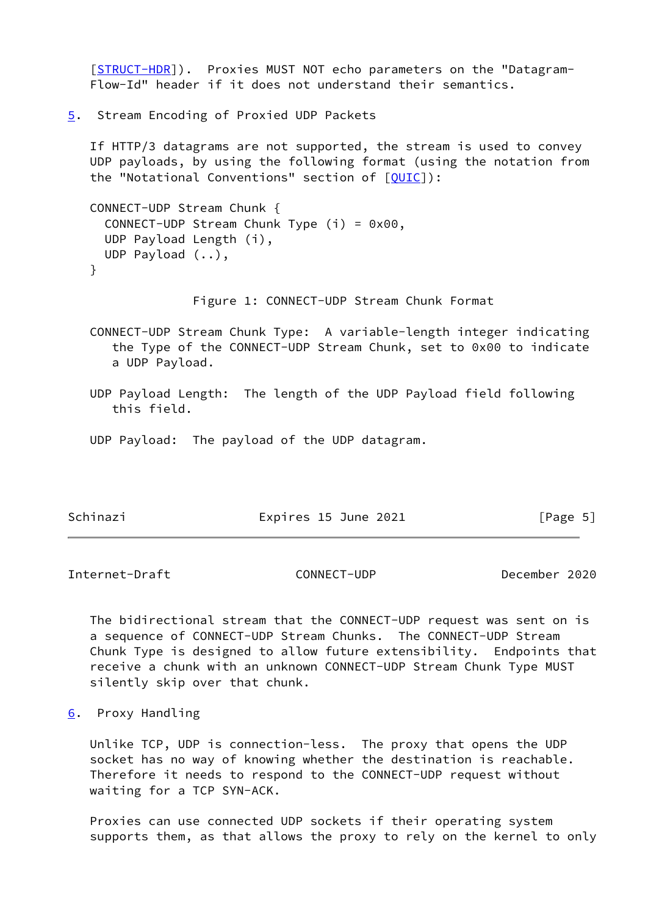[STRUCT-HDR]). Proxies MUST NOT echo parameters on the "Datagram-Flow-Id" header if it does not understand their semantics.

## 5. Stream Encoding of Proxied UDP Packets

If HTTP/3 datagrams are not supported, the stream is used to convey UDP payloads, by using the following format (using the notation from the "Notational Conventions" section of [QUIC]):

```
CONNECT-UDP Stream Chunk {
  CONNECT-UDP Stream Chunk Type (i) = 0x00,
  UDP Payload Length (i),
  UDP Payload (..),
}
```

Figure 1: CONNECT-UDP Stream Chunk Format

CONNECT-UDP Stream Chunk Type: A variable-length integer indicating the Type of the CONNECT-UDP Stream Chunk, set to 0x00 to indicate a UDP Payload.

UDP Payload Length: The length of the UDP Payload field following this field.

UDP Payload: The payload of the UDP datagram.

The bidirectional stream that the CONNECT-UDP request was sent on is a sequence of CONNECT-UDP Stream Chunks. The CONNECT-UDP Stream Chunk Type is designed to allow future extensibility. Endpoints that receive a chunk with an unknown CONNECT-UDP Stream Chunk Type MUST silently skip over that chunk.

## 6. Proxy Handling

Unlike TCP, UDP is connection-less. The proxy that opens the UDP socket has no way of knowing whether the destination is reachable. Therefore it needs to respond to the CONNECT-UDP request without waiting for a TCP SYN-ACK.

Proxies can use connected UDP sockets if their operating system supports them, as that allows the proxy to rely on the kernel to only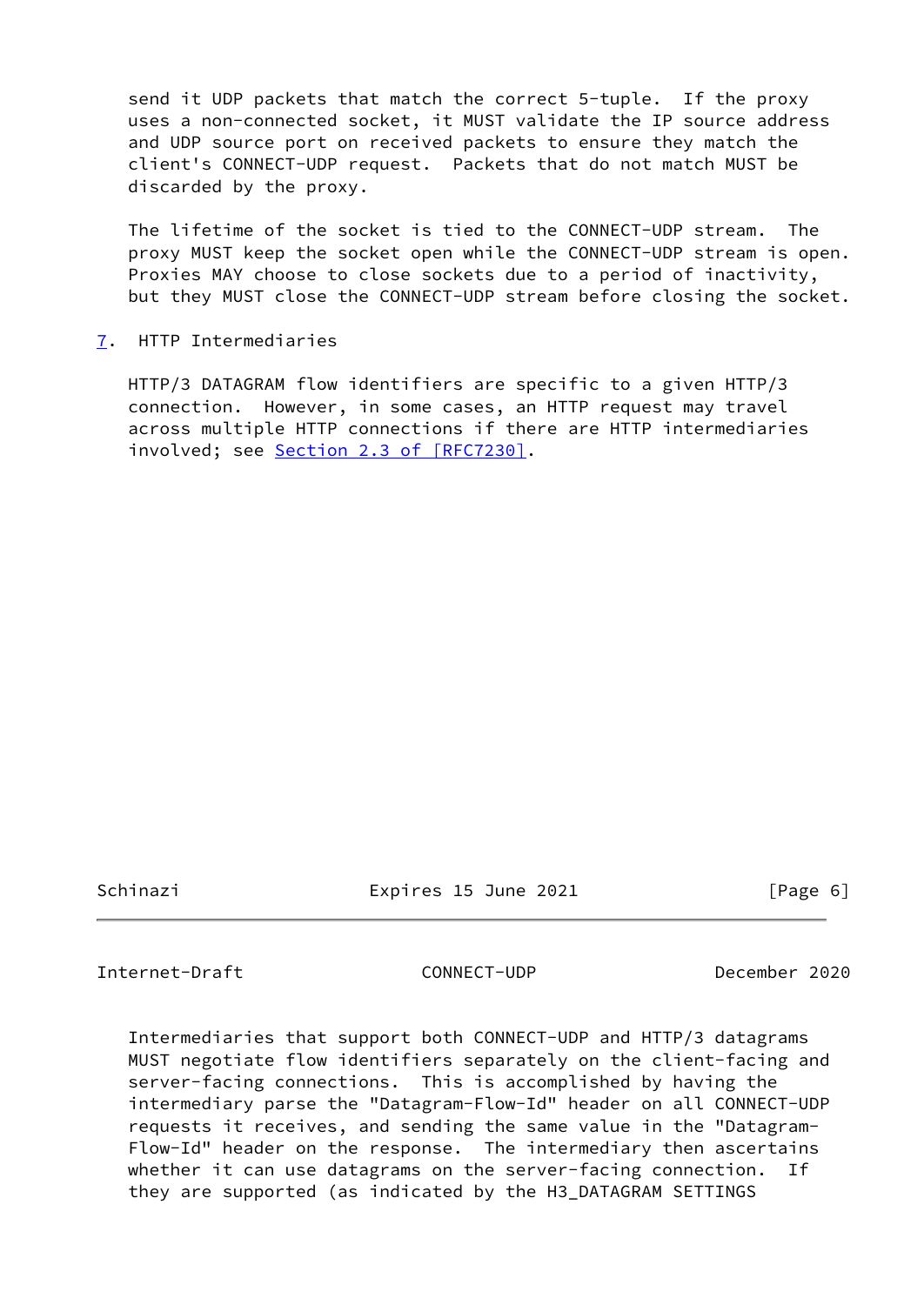send it UDP packets that match the correct 5-tuple. If the proxy uses a non-connected socket, it MUST validate the IP source address and UDP source port on received packets to ensure they match the client's CONNECT-UDP request. Packets that do not match MUST be discarded by the proxy.

The lifetime of the socket is tied to the CONNECT-UDP stream. The proxy MUST keep the socket open while the CONNECT-UDP stream is open. Proxies MAY choose to close sockets due to a period of inactivity, but they MUST close the CONNECT-UDP stream before closing the socket.

## 7. HTTP Intermediaries

HTTP/3 DATAGRAM flow identifiers are specific to a given HTTP/3 connection. However, in some cases, an HTTP request may travel across multiple HTTP connections if there are HTTP intermediaries involved; see Section 2.3 of [RFC7230].

Intermediaries that support both CONNECT-UDP and HTTP/3 datagrams MUST negotiate flow identifiers separately on the client-facing and server-facing connections. This is accomplished by having the intermediary parse the "Datagram-Flow-Id" header on all CONNECT-UDP requests it receives, and sending the same value in the "Datagram-Flow-Id" header on the response. The intermediary then ascertains whether it can use datagrams on the server-facing connection. If they are supported (as indicated by the H3_DATAGRAM SETTINGS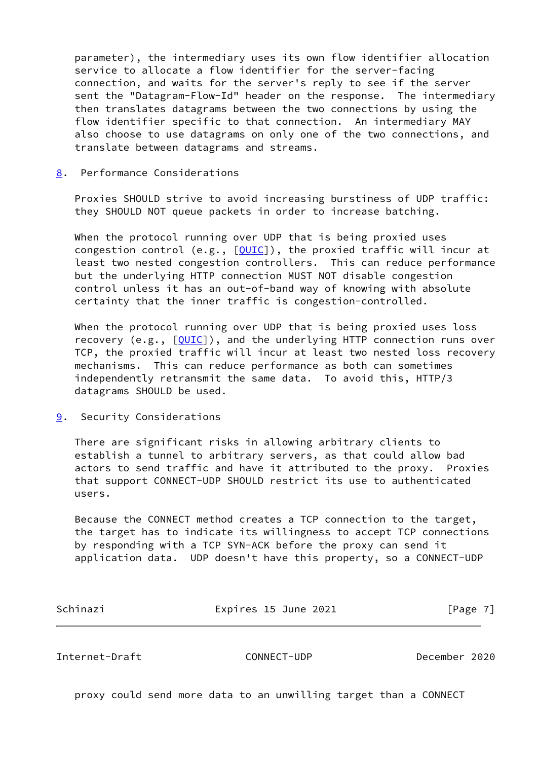parameter), the intermediary uses its own flow identifier allocation service to allocate a flow identifier for the server-facing connection, and waits for the server's reply to see if the server sent the "Datagram-Flow-Id" header on the response. The intermediary then translates datagrams between the two connections by using the flow identifier specific to that connection. An intermediary MAY also choose to use datagrams on only one of the two connections, and translate between datagrams and streams.

## 8. Performance Considerations

Proxies SHOULD strive to avoid increasing burstiness of UDP traffic: they SHOULD NOT queue packets in order to increase batching.

When the protocol running over UDP that is being proxied uses congestion control (e.g., [QUIC]), the proxied traffic will incur at least two nested congestion controllers. This can reduce performance but the underlying HTTP connection MUST NOT disable congestion control unless it has an out-of-band way of knowing with absolute certainty that the inner traffic is congestion-controlled.

When the protocol running over UDP that is being proxied uses loss recovery (e.g., [QUIC]), and the underlying HTTP connection runs over TCP, the proxied traffic will incur at least two nested loss recovery mechanisms. This can reduce performance as both can sometimes independently retransmit the same data. To avoid this, HTTP/3 datagrams SHOULD be used.

## 9. Security Considerations

There are significant risks in allowing arbitrary clients to establish a tunnel to arbitrary servers, as that could allow bad actors to send traffic and have it attributed to the proxy. Proxies that support CONNECT-UDP SHOULD restrict its use to authenticated users.

Because the CONNECT method creates a TCP connection to the target, the target has to indicate its willingness to accept TCP connections by responding with a TCP SYN-ACK before the proxy can send it application data. UDP doesn't have this property, so a CONNECT-UDP proxy could send more data to an unwilling target than a CONNECT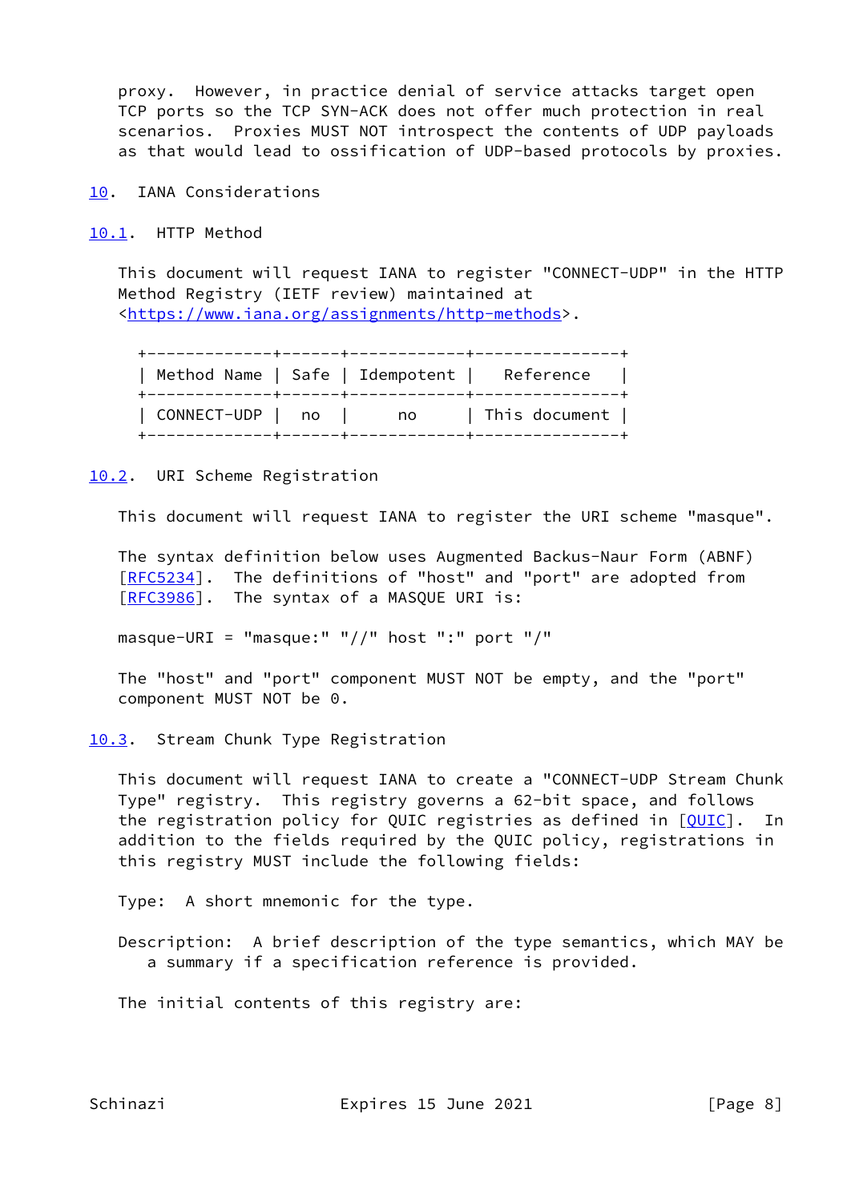proxy. However, in practice denial of service attacks target open TCP ports so the TCP SYN-ACK does not offer much protection in real scenarios. Proxies MUST NOT introspect the contents of UDP payloads as that would lead to ossification of UDP-based protocols by proxies.

## 10. IANA Considerations

### 10.1. HTTP Method

This document will request IANA to register "CONNECT-UDP" in the HTTP Method Registry (IETF review) maintained at <https://www.iana.org/assignments/http-methods>.

| Method Name | Safe | Idempotent | Reference |
|---|---|---|---|
| CONNECT-UDP | no | no | This document |

### 10.2. URI Scheme Registration

This document will request IANA to register the URI scheme "masque".

The syntax definition below uses Augmented Backus-Naur Form (ABNF) [RFC5234]. The definitions of "host" and "port" are adopted from [RFC3986]. The syntax of a MASQUE URI is:

```
masque-URI = "masque:" "//" host ":" port "/"
```

The "host" and "port" component MUST NOT be empty, and the "port" component MUST NOT be 0.

### 10.3. Stream Chunk Type Registration

This document will request IANA to create a "CONNECT-UDP Stream Chunk Type" registry. This registry governs a 62-bit space, and follows the registration policy for QUIC registries as defined in [QUIC]. In addition to the fields required by the QUIC policy, registrations in this registry MUST include the following fields:

Type: A short mnemonic for the type.

Description: A brief description of the type semantics, which MAY be a summary if a specification reference is provided.

The initial contents of this registry are: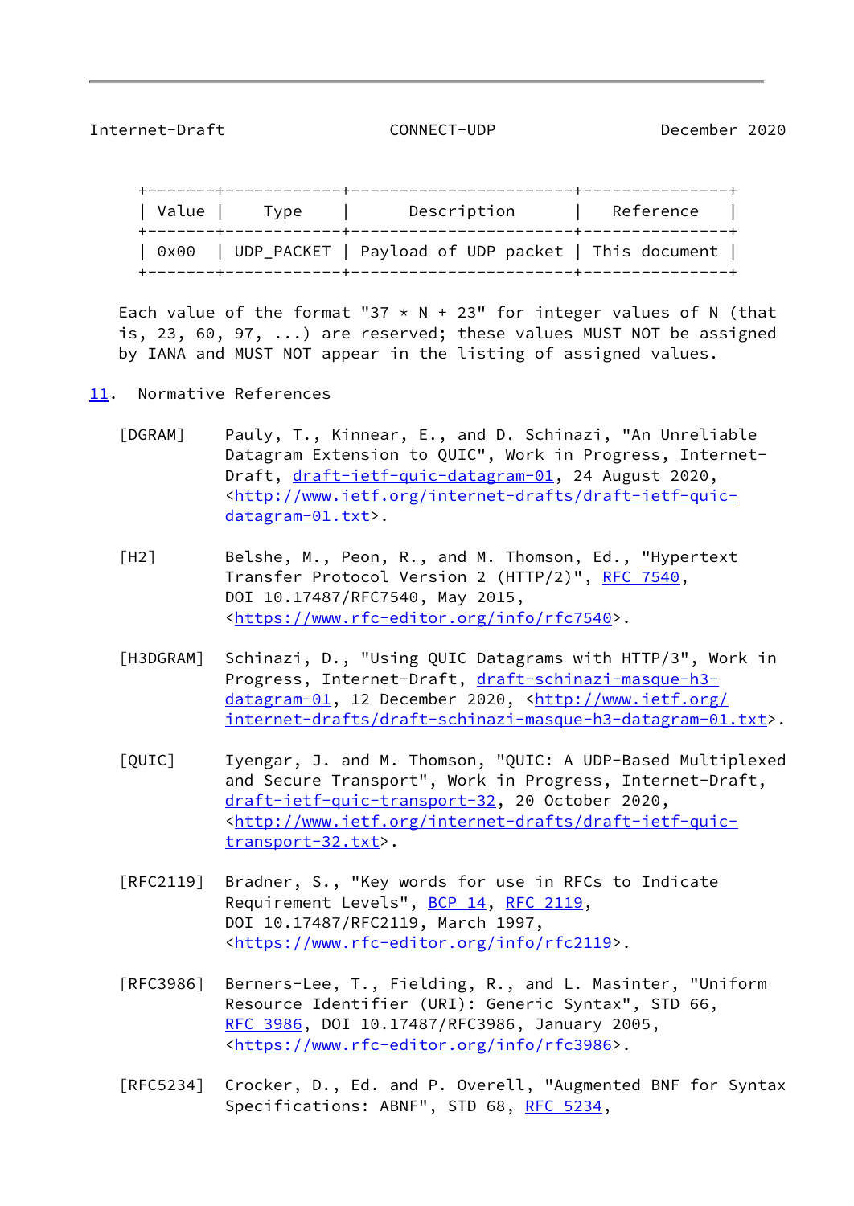| Value | Type | Description | Reference |
|---|---|---|---|
| 0x00 | UDP_PACKET | Payload of UDP packet | This document |

Each value of the format "37 * N + 23" for integer values of N (that is, 23, 60, 97, ...) are reserved; these values MUST NOT be assigned by IANA and MUST NOT appear in the listing of assigned values.

## 11. Normative References

[DGRAM] Pauly, T., Kinnear, E., and D. Schinazi, "An Unreliable Datagram Extension to QUIC", Work in Progress, Internet-Draft, draft-ietf-quic-datagram-01, 24 August 2020, <http://www.ietf.org/internet-drafts/draft-ietf-quic-datagram-01.txt>.

[H2] Belshe, M., Peon, R., and M. Thomson, Ed., "Hypertext Transfer Protocol Version 2 (HTTP/2)", RFC 7540, DOI 10.17487/RFC7540, May 2015, <https://www.rfc-editor.org/info/rfc7540>.

[H3DGRAM] Schinazi, D., "Using QUIC Datagrams with HTTP/3", Work in Progress, Internet-Draft, draft-schinazi-masque-h3-datagram-01, 12 December 2020, <http://www.ietf.org/internet-drafts/draft-schinazi-masque-h3-datagram-01.txt>.

[QUIC] Iyengar, J. and M. Thomson, "QUIC: A UDP-Based Multiplexed and Secure Transport", Work in Progress, Internet-Draft, draft-ietf-quic-transport-32, 20 October 2020, <http://www.ietf.org/internet-drafts/draft-ietf-quic-transport-32.txt>.

[RFC2119] Bradner, S., "Key words for use in RFCs to Indicate Requirement Levels", BCP 14, RFC 2119, DOI 10.17487/RFC2119, March 1997, <https://www.rfc-editor.org/info/rfc2119>.

[RFC3986] Berners-Lee, T., Fielding, R., and L. Masinter, "Uniform Resource Identifier (URI): Generic Syntax", STD 66, RFC 3986, DOI 10.17487/RFC3986, January 2005, <https://www.rfc-editor.org/info/rfc3986>.

[RFC5234] Crocker, D., Ed. and P. Overell, "Augmented BNF for Syntax Specifications: ABNF", STD 68, RFC 5234,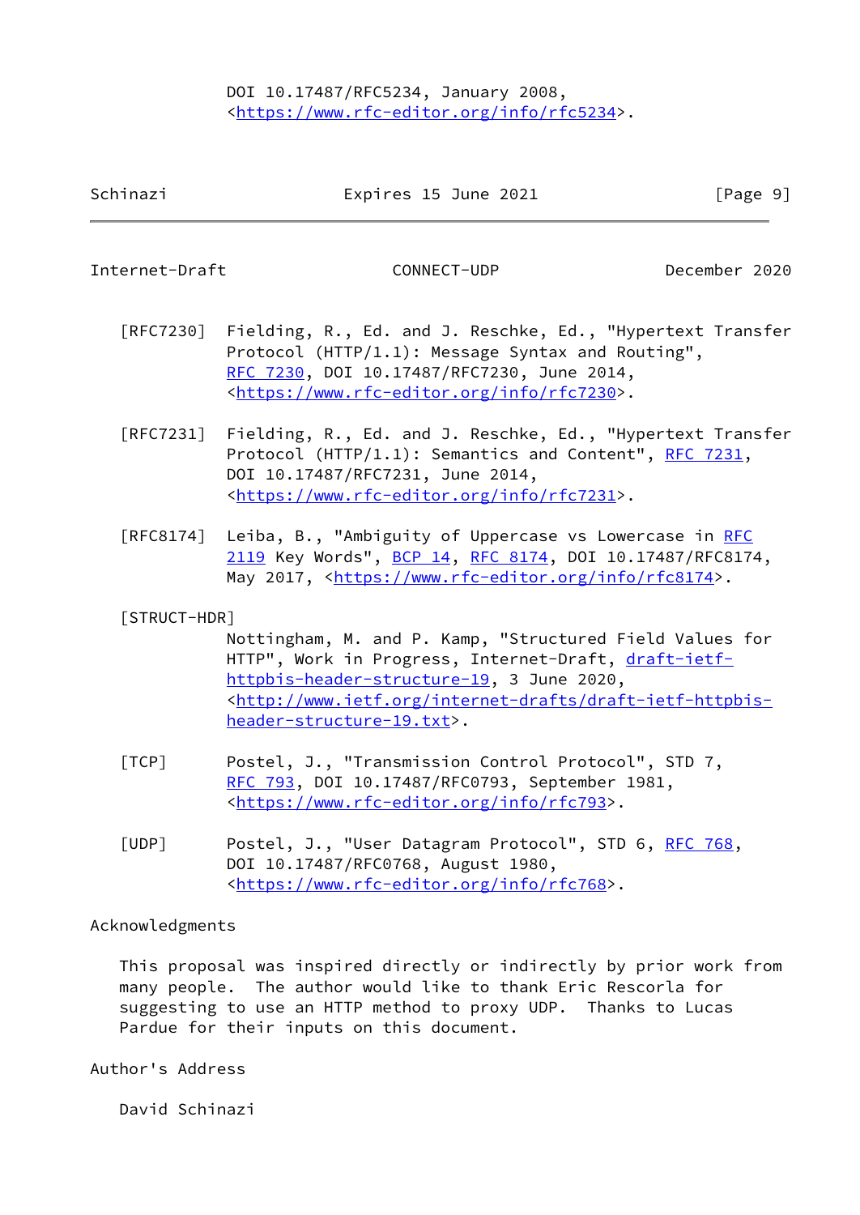DOI 10.17487/RFC5234, January 2008, <https://www.rfc-editor.org/info/rfc5234>.

[RFC7230] Fielding, R., Ed. and J. Reschke, Ed., "Hypertext Transfer Protocol (HTTP/1.1): Message Syntax and Routing", RFC 7230, DOI 10.17487/RFC7230, June 2014, <https://www.rfc-editor.org/info/rfc7230>.

[RFC7231] Fielding, R., Ed. and J. Reschke, Ed., "Hypertext Transfer Protocol (HTTP/1.1): Semantics and Content", RFC 7231, DOI 10.17487/RFC7231, June 2014, <https://www.rfc-editor.org/info/rfc7231>.

[RFC8174] Leiba, B., "Ambiguity of Uppercase vs Lowercase in RFC 2119 Key Words", BCP 14, RFC 8174, DOI 10.17487/RFC8174, May 2017, <https://www.rfc-editor.org/info/rfc8174>.

[STRUCT-HDR] Nottingham, M. and P. Kamp, "Structured Field Values for HTTP", Work in Progress, Internet-Draft, draft-ietf-httpbis-header-structure-19, 3 June 2020, <http://www.ietf.org/internet-drafts/draft-ietf-httpbis-header-structure-19.txt>.

[TCP] Postel, J., "Transmission Control Protocol", STD 7, RFC 793, DOI 10.17487/RFC0793, September 1981, <https://www.rfc-editor.org/info/rfc793>.

[UDP] Postel, J., "User Datagram Protocol", STD 6, RFC 768, DOI 10.17487/RFC0768, August 1980, <https://www.rfc-editor.org/info/rfc768>.

## Acknowledgments

This proposal was inspired directly or indirectly by prior work from many people. The author would like to thank Eric Rescorla for suggesting to use an HTTP method to proxy UDP. Thanks to Lucas Pardue for their inputs on this document.

## Author's Address

David Schinazi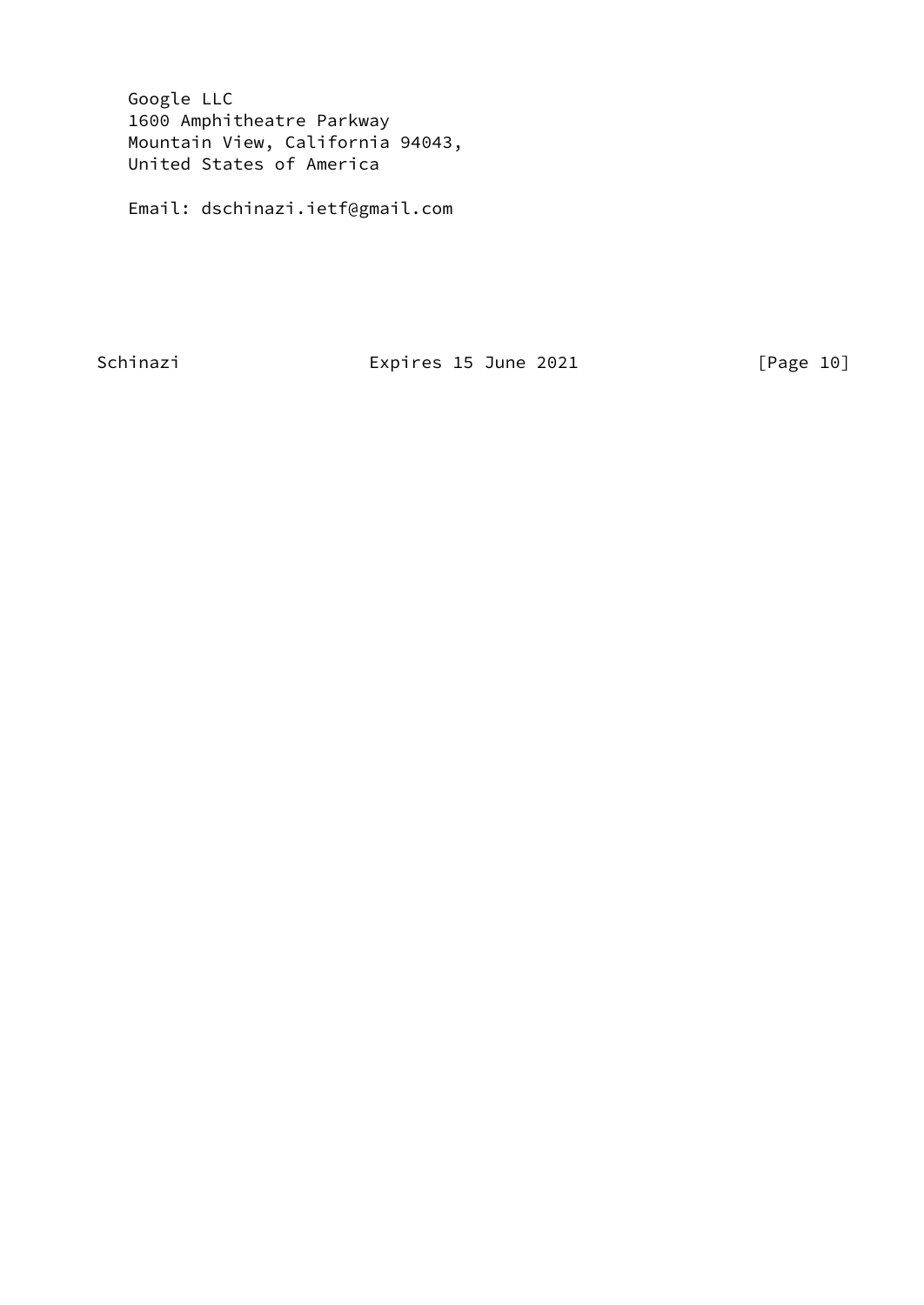Google LLC
1600 Amphitheatre Parkway
Mountain View, California 94043,
United States of America

Email: dschinazi.ietf@gmail.com